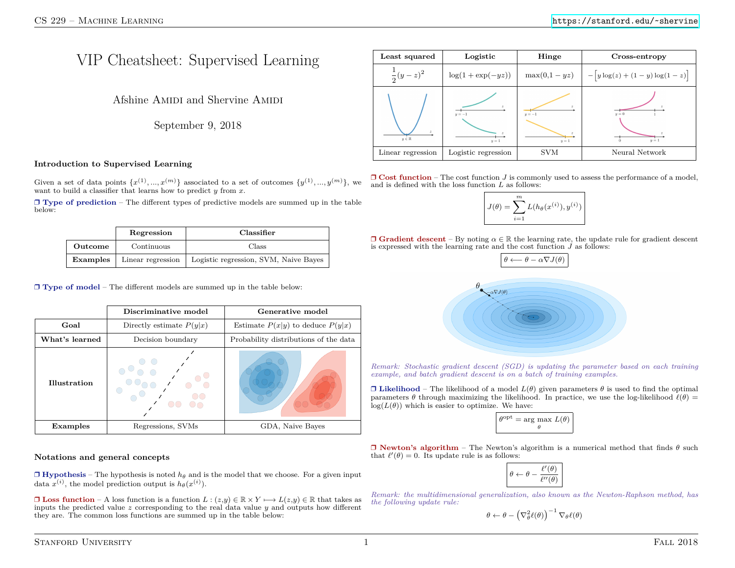# VIP Cheatsheet: Supervised Learning

Afshine Amidi and Shervine Amidi

September 9, 2018

## Introduction to Supervised Learning

Given a set of data points $\{x^{(1)}, ..., x^{(m)}\}$ associated to a set of outcomes $\{y^{(1)}, ..., y^{(m)}\}$, we want to build a classifier that learns how to predict $y$ from $x$.

❒ **Type of prediction** – The different types of predictive models are summed up in the table below:

| | **Regression** | **Classifier** |
|---|---|---|
| **Outcome** | Continuous | Class |
| **Examples** | Linear regression | Logistic regression, SVM, Naive Bayes |

❒ **Type of model** – The different models are summed up in the table below:

| | **Discriminative model** | **Generative model** |
|---|---|---|
| **Goal** | Directly estimate $P(y\|x)$ | Estimate $P(x\|y)$ to deduce $P(y\|x)$ |
| **What's learned** | Decision boundary | Probability distributions of the data |
| **Illustration** | | |
| **Examples** | Regressions, SVMs | GDA, Naive Bayes |

## Notations and general concepts

❒ **Hypothesis** – The hypothesis is noted $h_\theta$ and is the model that we choose. For a given input data $x^{(i)}$, the model prediction output is $h_\theta(x^{(i)})$.

❒ **Loss function** – A loss function is a function $L : (z,y) \in \mathbb{R} \times Y \longmapsto L(z,y) \in \mathbb{R}$ that takes as inputs the predicted value $z$ corresponding to the real data value $y$ and outputs how different they are. The common loss functions are summed up in the table below:

| **Least squared** | **Logistic** | **Hinge** | **Cross-entropy** |
|---|---|---|---|
| $\frac{1}{2}(y-z)^2$ | $\log(1+\exp(-yz))$ | $\max(0,1-yz)$ | $-\Big[y\log(z)+(1-y)\log(1-z)\Big]$ |
| | | | |
| Linear regression | Logistic regression | SVM | Neural Network |

❒ **Cost function** – The cost function $J$ is commonly used to assess the performance of a model, and is defined with the loss function $L$ as follows:

$$J(\theta)=\sum_{i=1}^m L(h_\theta(x^{(i)}), y^{(i)})$$

❒ **Gradient descent** – By noting $\alpha \in \mathbb{R}$ the learning rate, the update rule for gradient descent is expressed with the learning rate and the cost function $J$ as follows:

$$\theta \longleftarrow \theta - \alpha\nabla J(\theta)$$

*Remark: Stochastic gradient descent (SGD) is updating the parameter based on each training example, and batch gradient descent is on a batch of training examples.*

❒ **Likelihood** – The likelihood of a model $L(\theta)$ given parameters $\theta$ is used to find the optimal parameters $\theta$ through maximizing the likelihood. In practice, we use the log-likelihood $\ell(\theta) = \log(L(\theta))$ which is easier to optimize. We have:

$$\theta^{\textrm{opt}}=\underset{\theta}{\textrm{arg max }}L(\theta)$$

❒ **Newton's algorithm** – The Newton's algorithm is a numerical method that finds $\theta$ such that $\ell'(\theta) = 0$. Its update rule is as follows:

$$\theta\leftarrow\theta-\frac{\ell'(\theta)}{\ell''(\theta)}$$

*Remark: the multidimensional generalization, also known as the Newton-Raphson method, has the following update rule:*

$$\theta\leftarrow\theta-\left(\nabla_\theta^2\ell(\theta)\right)^{-1}\nabla_\theta\ell(\theta)$$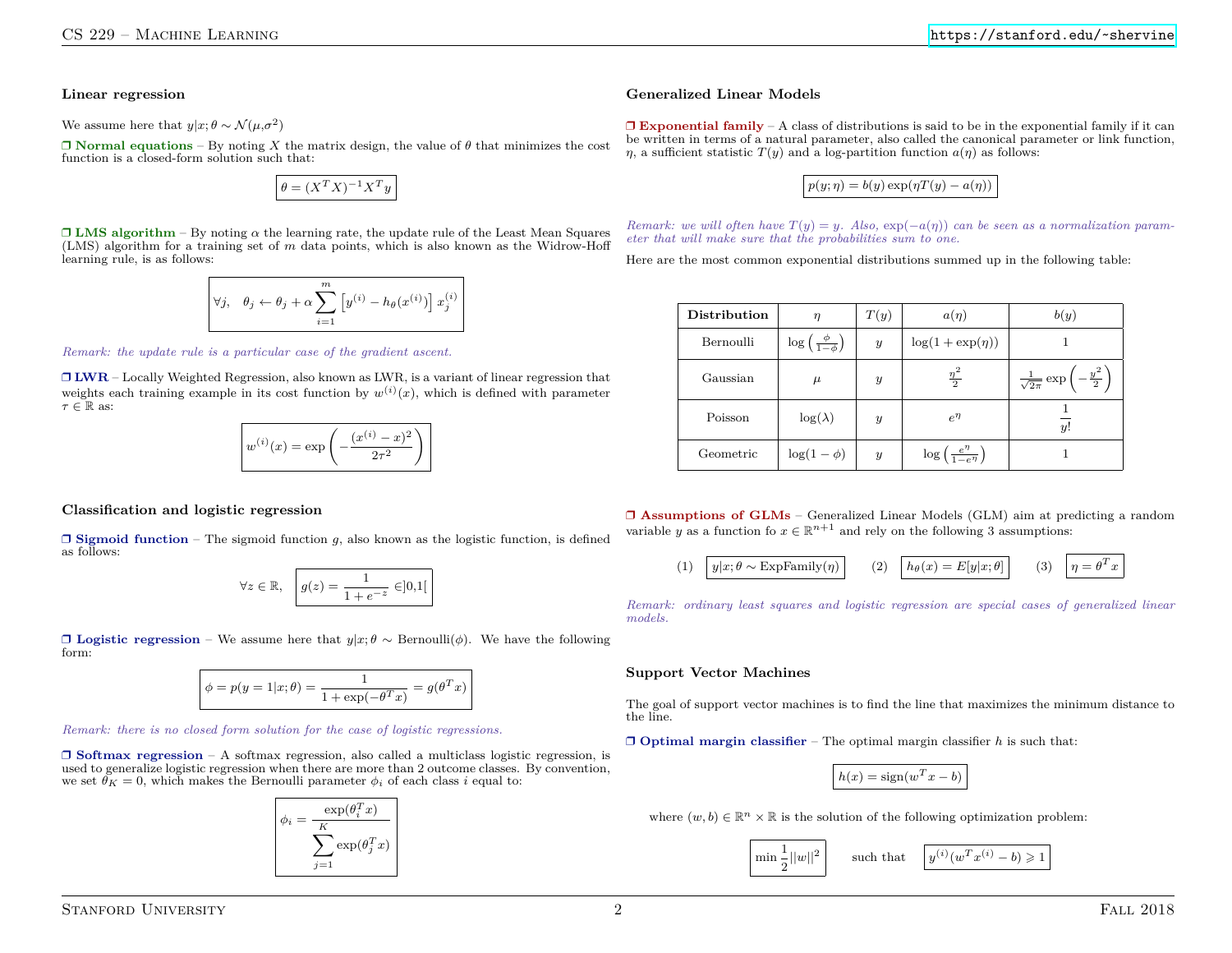### Linear regression

We assume here that $y|x;\theta \sim \mathcal{N}(\mu,\sigma^2)$

❒ **Normal equations** – By noting $X$ the matrix design, the value of $\theta$ that minimizes the cost function is a closed-form solution such that:

$$\theta = (X^TX)^{-1}X^Ty$$

❒ **LMS algorithm** – By noting $\alpha$ the learning rate, the update rule of the Least Mean Squares (LMS) algorithm for a training set of $m$ data points, which is also known as the Widrow-Hoff learning rule, is as follows:

$$\forall j, \quad \theta_j \leftarrow \theta_j + \alpha \sum_{i=1}^m \left[y^{(i)} - h_\theta(x^{(i)})\right] x_j^{(i)}$$

*Remark: the update rule is a particular case of the gradient ascent.*

❒ **LWR** – Locally Weighted Regression, also known as LWR, is a variant of linear regression that weights each training example in its cost function by $w^{(i)}(x)$, which is defined with parameter $\tau \in \mathbb{R}$ as:

$$w^{(i)}(x) = \exp\left(-\frac{(x^{(i)} - x)^2}{2\tau^2}\right)$$

### Classification and logistic regression

❒ **Sigmoid function** – The sigmoid function $g$, also known as the logistic function, is defined as follows:

$$\forall z \in \mathbb{R}, \quad g(z) = \frac{1}{1 + e^{-z}} \in ]0,1[$$

❒ **Logistic regression** – We assume here that $y|x;\theta \sim \text{Bernoulli}(\phi)$. We have the following form:

$$\phi = p(y = 1|x;\theta) = \frac{1}{1 + \exp(-\theta^Tx)} = g(\theta^Tx)$$

*Remark: there is no closed form solution for the case of logistic regressions.*

❒ **Softmax regression** – A softmax regression, also called a multiclass logistic regression, is used to generalize logistic regression when there are more than 2 outcome classes. By convention, we set $\theta_K = 0$, which makes the Bernoulli parameter $\phi_i$ of each class $i$ equal to:

$$\phi_i = \frac{\exp(\theta_i^Tx)}{\displaystyle\sum_{j=1}^K \exp(\theta_j^Tx)}$$

### Generalized Linear Models

❒ **Exponential family** – A class of distributions is said to be in the exponential family if it can be written in terms of a natural parameter, also called the canonical parameter or link function, $\eta$, a sufficient statistic $T(y)$ and a log-partition function $a(\eta)$ as follows:

$$p(y;\eta) = b(y)\exp(\eta T(y) - a(\eta))$$

*Remark: we will often have $T(y) = y$. Also, $\exp(-a(\eta))$ can be seen as a normalization parameter that will make sure that the probabilities sum to one.*

Here are the most common exponential distributions summed up in the following table:

| Distribution | $\eta$ | $T(y)$ | $a(\eta)$ | $b(y)$ |
|---|---|---|---|---|
| Bernoulli | $\log\left(\frac{\phi}{1-\phi}\right)$ | $y$ | $\log(1 + \exp(\eta))$ | $1$ |
| Gaussian | $\mu$ | $y$ | $\frac{\eta^2}{2}$ | $\frac{1}{\sqrt{2\pi}}\exp\left(-\frac{y^2}{2}\right)$ |
| Poisson | $\log(\lambda)$ | $y$ | $e^\eta$ | $\frac{1}{y!}$ |
| Geometric | $\log(1-\phi)$ | $y$ | $\log\left(\frac{e^\eta}{1-e^\eta}\right)$ | $1$ |

❒ **Assumptions of GLMs** – Generalized Linear Models (GLM) aim at predicting a random variable $y$ as a function fo $x \in \mathbb{R}^{n+1}$ and rely on the following 3 assumptions:

(1) $y|x;\theta \sim \text{ExpFamily}(\eta)$ (2) $h_\theta(x) = E[y|x;\theta]$ (3) $\eta = \theta^Tx$

*Remark: ordinary least squares and logistic regression are special cases of generalized linear models.*

### Support Vector Machines

The goal of support vector machines is to find the line that maximizes the minimum distance to the line.

❒ **Optimal margin classifier** – The optimal margin classifier $h$ is such that:

$$h(x) = \text{sign}(w^Tx - b)$$

where $(w, b) \in \mathbb{R}^n \times \mathbb{R}$ is the solution of the following optimization problem:

$$\min \frac{1}{2}||w||^2 \quad \text{such that} \quad y^{(i)}(w^Tx^{(i)} - b) \geqslant 1$$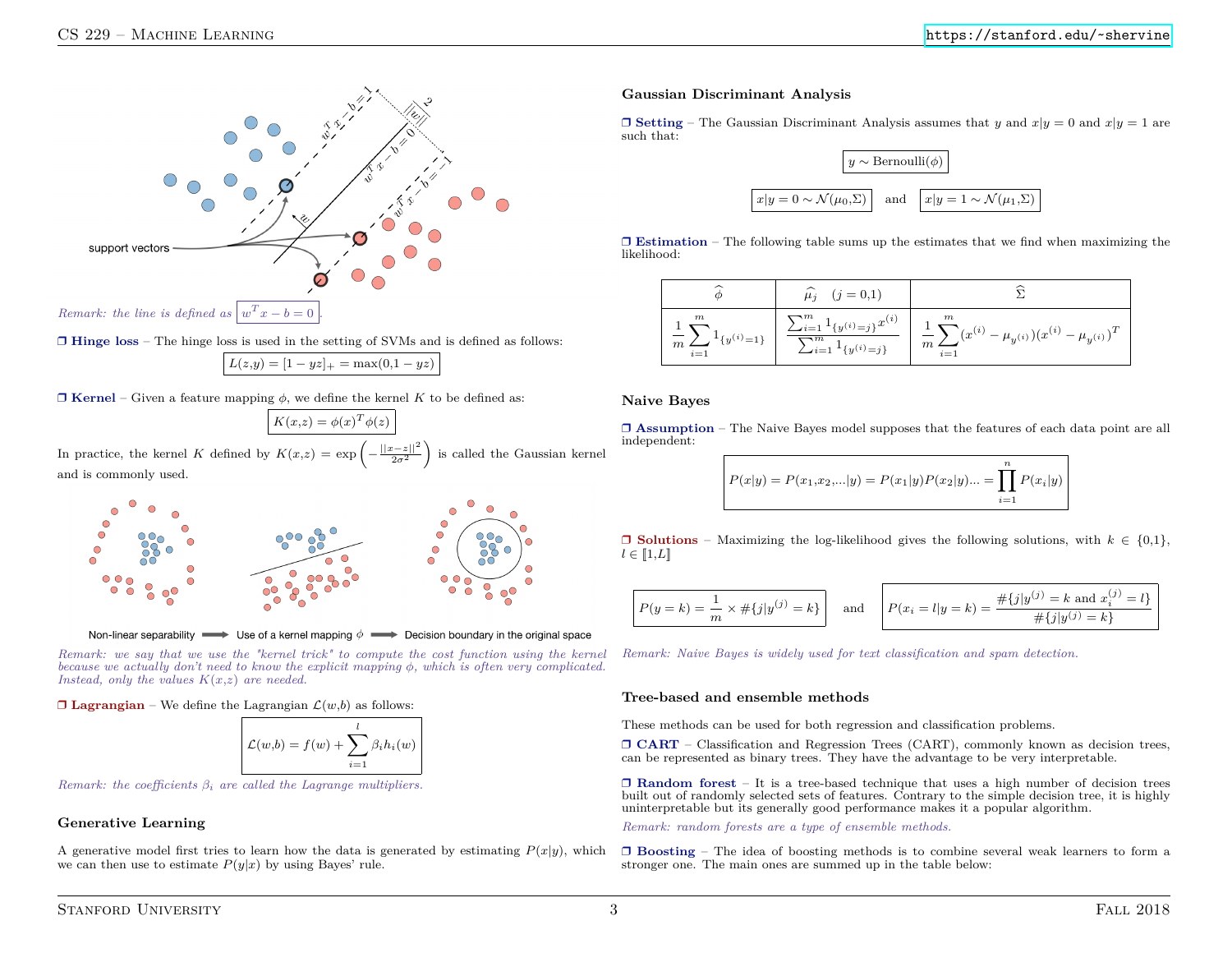*Remark: the line is defined as* $\boxed{w^Tx-b=0}$.

❒ **Hinge loss** – The hinge loss is used in the setting of SVMs and is defined as follows:

$$L(z,y)=[1-yz]_+=\max(0,1-yz)$$

❒ **Kernel** – Given a feature mapping $\phi$, we define the kernel $K$ to be defined as:

$$K(x,z)=\phi(x)^T\phi(z)$$

In practice, the kernel $K$ defined by $K(x,z)=\exp\left(-\frac{||x-z||^2}{2\sigma^2}\right)$ is called the Gaussian kernel and is commonly used.

Non-linear separability ➡ Use of a kernel mapping $\phi$ ➡ Decision boundary in the original space

*Remark: we say that we use the "kernel trick" to compute the cost function using the kernel because we actually don't need to know the explicit mapping $\phi$, which is often very complicated. Instead, only the values $K(x,z)$ are needed.*

❒ **Lagrangian** – We define the Lagrangian $\mathcal{L}(w,b)$ as follows:

$$\mathcal{L}(w,b)=f(w)+\sum_{i=1}^{l}\beta_ih_i(w)$$

*Remark: the coefficients $\beta_i$ are called the Lagrange multipliers.*

## Generative Learning

A generative model first tries to learn how the data is generated by estimating $P(x|y)$, which we can then use to estimate $P(y|x)$ by using Bayes' rule.

## Gaussian Discriminant Analysis

❒ **Setting** – The Gaussian Discriminant Analysis assumes that $y$ and $x|y=0$ and $x|y=1$ are such that:

$$y\sim\textrm{Bernoulli}(\phi)$$

$$x|y=0\sim\mathcal{N}(\mu_0,\Sigma)\quad\textrm{and}\quad x|y=1\sim\mathcal{N}(\mu_1,\Sigma)$$

❒ **Estimation** – The following table sums up the estimates that we find when maximizing the likelihood:

| $\widehat{\phi}$ | $\widehat{\mu_j}\quad(j=0,1)$ | $\widehat{\Sigma}$ |
|---|---|---|
| $\frac{1}{m}\sum_{i=1}^{m}1_{\{y^{(i)}=1\}}$ | $\frac{\sum_{i=1}^{m}1_{\{y^{(i)}=j\}}x^{(i)}}{\sum_{i=1}^{m}1_{\{y^{(i)}=j\}}}$ | $\frac{1}{m}\sum_{i=1}^{m}(x^{(i)}-\mu_{y^{(i)}})(x^{(i)}-\mu_{y^{(i)}})^T$ |

## Naive Bayes

❒ **Assumption** – The Naive Bayes model supposes that the features of each data point are all independent:

$$P(x|y)=P(x_1,x_2,...|y)=P(x_1|y)P(x_2|y)...=\prod_{i=1}^{n}P(x_i|y)$$

❒ **Solutions** – Maximizing the log-likelihood gives the following solutions, with $k\in\{0,1\}$, $l\in[\![1,L]\!]$

$$P(y=k)=\frac{1}{m}\times\#\{j|y^{(j)}=k\}\quad\textrm{and}\quad P(x_i=l|y=k)=\frac{\#\{j|y^{(j)}=k\textrm{ and }x_i^{(j)}=l\}}{\#\{j|y^{(j)}=k\}}$$

*Remark: Naive Bayes is widely used for text classification and spam detection.*

## Tree-based and ensemble methods

These methods can be used for both regression and classification problems.

❒ **CART** – Classification and Regression Trees (CART), commonly known as decision trees, can be represented as binary trees. They have the advantage to be very interpretable.

❒ **Random forest** – It is a tree-based technique that uses a high number of decision trees built out of randomly selected sets of features. Contrary to the simple decision tree, it is highly uninterpretable but its generally good performance makes it a popular algorithm.

*Remark: random forests are a type of ensemble methods.*

❒ **Boosting** – The idea of boosting methods is to combine several weak learners to form a stronger one. The main ones are summed up in the table below: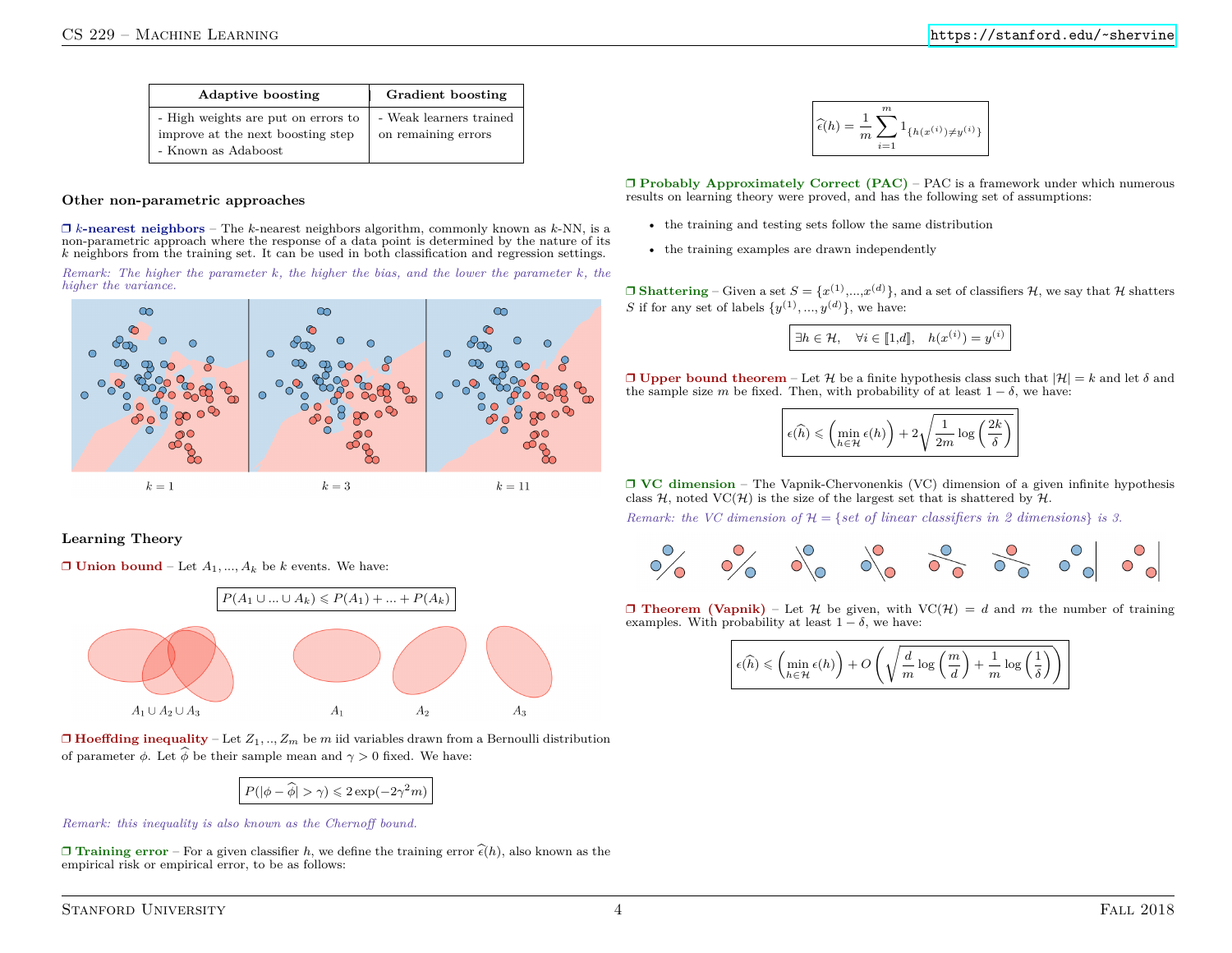| Adaptive boosting | Gradient boosting |
|---|---|
| - High weights are put on errors to improve at the next boosting step<br>- Known as Adaboost | - Weak learners trained on remaining errors |

### Other non-parametric approaches

❒ ***k*-nearest neighbors** – The $k$-nearest neighbors algorithm, commonly known as $k$-NN, is a non-parametric approach where the response of a data point is determined by the nature of its $k$ neighbors from the training set. It can be used in both classification and regression settings.

*Remark: The higher the parameter $k$, the higher the bias, and the lower the parameter $k$, the higher the variance.*

$k = 1$ $k = 3$ $k = 11$

### Learning Theory

❒ **Union bound** – Let $A_1, ..., A_k$ be $k$ events. We have:

$$P(A_1 \cup ... \cup A_k) \leqslant P(A_1) + ... + P(A_k)$$

$A_1 \cup A_2 \cup A_3$ $A_1$ $A_2$ $A_3$

❒ **Hoeffding inequality** – Let $Z_1, .., Z_m$ be $m$ iid variables drawn from a Bernoulli distribution of parameter $\phi$. Let $\widehat{\phi}$ be their sample mean and $\gamma > 0$ fixed. We have:

$$P(|\phi - \widehat{\phi}| > \gamma) \leqslant 2\exp(-2\gamma^2 m)$$

*Remark: this inequality is also known as the Chernoff bound.*

❒ **Training error** – For a given classifier $h$, we define the training error $\widehat{\epsilon}(h)$, also known as the empirical risk or empirical error, to be as follows:

$$\widehat{\epsilon}(h) = \frac{1}{m}\sum_{i=1}^{m} 1_{\{h(x^{(i)}) \neq y^{(i)}\}}$$

❒ **Probably Approximately Correct (PAC)** – PAC is a framework under which numerous results on learning theory were proved, and has the following set of assumptions:

- the training and testing sets follow the same distribution
- the training examples are drawn independently

❒ **Shattering** – Given a set $S = \{x^{(1)},...,x^{(d)}\}$, and a set of classifiers $\mathcal{H}$, we say that $\mathcal{H}$ shatters $S$ if for any set of labels $\{y^{(1)}, ..., y^{(d)}\}$, we have:

$$\exists h \in \mathcal{H}, \quad \forall i \in [\![1,d]\!], \quad h(x^{(i)}) = y^{(i)}$$

❒ **Upper bound theorem** – Let $\mathcal{H}$ be a finite hypothesis class such that $|\mathcal{H}| = k$ and let $\delta$ and the sample size $m$ be fixed. Then, with probability of at least $1 - \delta$, we have:

$$\epsilon(\widehat{h}) \leqslant \left(\min_{h \in \mathcal{H}} \epsilon(h)\right) + 2\sqrt{\frac{1}{2m}\log\left(\frac{2k}{\delta}\right)}$$

❒ **VC dimension** – The Vapnik-Chervonenkis (VC) dimension of a given infinite hypothesis class $\mathcal{H}$, noted $\text{VC}(\mathcal{H})$ is the size of the largest set that is shattered by $\mathcal{H}$.

*Remark: the VC dimension of $\mathcal{H} = \{$set of linear classifiers in 2 dimensions$\}$ is 3.*

❒ **Theorem (Vapnik)** – Let $\mathcal{H}$ be given, with $\text{VC}(\mathcal{H}) = d$ and $m$ the number of training examples. With probability at least $1 - \delta$, we have:

$$\epsilon(\widehat{h}) \leqslant \left(\min_{h \in \mathcal{H}} \epsilon(h)\right) + O\left(\sqrt{\frac{d}{m}\log\left(\frac{m}{d}\right) + \frac{1}{m}\log\left(\frac{1}{\delta}\right)}\right)$$